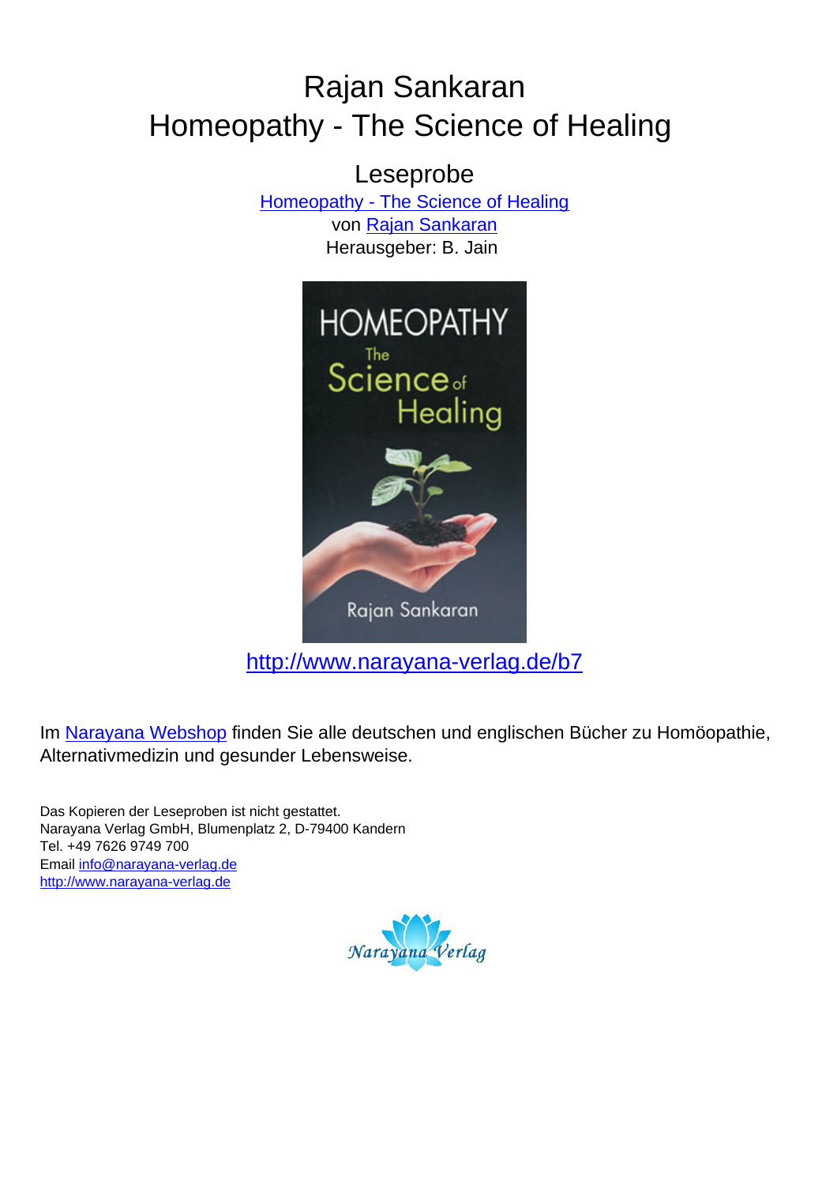# Rajan Sankaran
# Homeopathy - The Science of Healing

## Leseprobe

[Homeopathy - The Science of Healing](http://www.narayana-verlag.de/b7)
von [Rajan Sankaran](#)
Herausgeber: B. Jain

http://www.narayana-verlag.de/b7

Im [Narayana Webshop](#) finden Sie alle deutschen und englischen Bücher zu Homöopathie, Alternativmedizin und gesunder Lebensweise.

Das Kopieren der Leseproben ist nicht gestattet.
Narayana Verlag GmbH, Blumenplatz 2, D-79400 Kandern
Tel. +49 7626 9749 700
Email info@narayana-verlag.de
http://www.narayana-verlag.de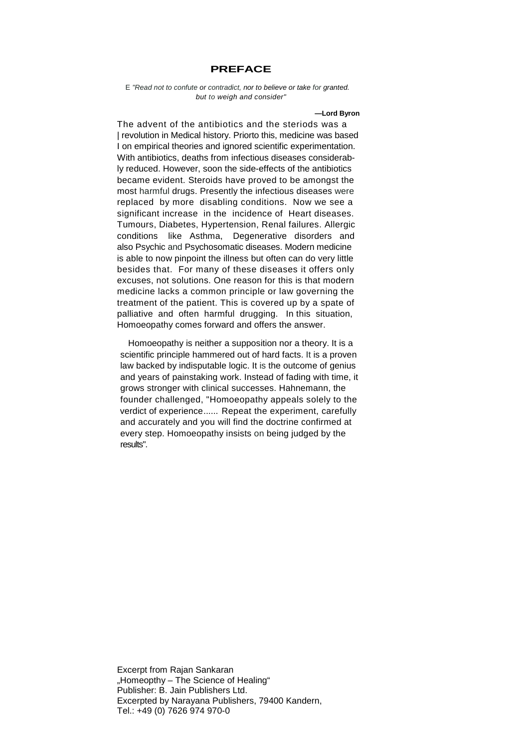# PREFACE

E *"Read not to confute or contradict, nor to believe or take for granted. but to weigh and consider"*

**—Lord Byron**

The advent of the antibiotics and the steriods was a | revolution in Medical history. Priorto this, medicine was based I on empirical theories and ignored scientific experimentation. With antibiotics, deaths from infectious diseases considerably reduced. However, soon the side-effects of the antibiotics became evident. Steroids have proved to be amongst the most harmful drugs. Presently the infectious diseases were replaced by more disabling conditions. Now we see a significant increase in the incidence of Heart diseases. Tumours, Diabetes, Hypertension, Renal failures. Allergic conditions like Asthma, Degenerative disorders and also Psychic and Psychosomatic diseases. Modern medicine is able to now pinpoint the illness but often can do very little besides that. For many of these diseases it offers only excuses, not solutions. One reason for this is that modern medicine lacks a common principle or law governing the treatment of the patient. This is covered up by a spate of palliative and often harmful drugging. In this situation, Homoeopathy comes forward and offers the answer.

Homoeopathy is neither a supposition nor a theory. It is a scientific principle hammered out of hard facts. It is a proven law backed by indisputable logic. It is the outcome of genius and years of painstaking work. Instead of fading with time, it grows stronger with clinical successes. Hahnemann, the founder challenged, "Homoeopathy appeals solely to the verdict of experience...... Repeat the experiment, carefully and accurately and you will find the doctrine confirmed at every step. Homoeopathy insists on being judged by the results".

Excerpt from Rajan Sankaran
„Homeopthy – The Science of Healing“
Publisher: B. Jain Publishers Ltd.
Excerpted by Narayana Publishers, 79400 Kandern,
Tel.: +49 (0) 7626 974 970-0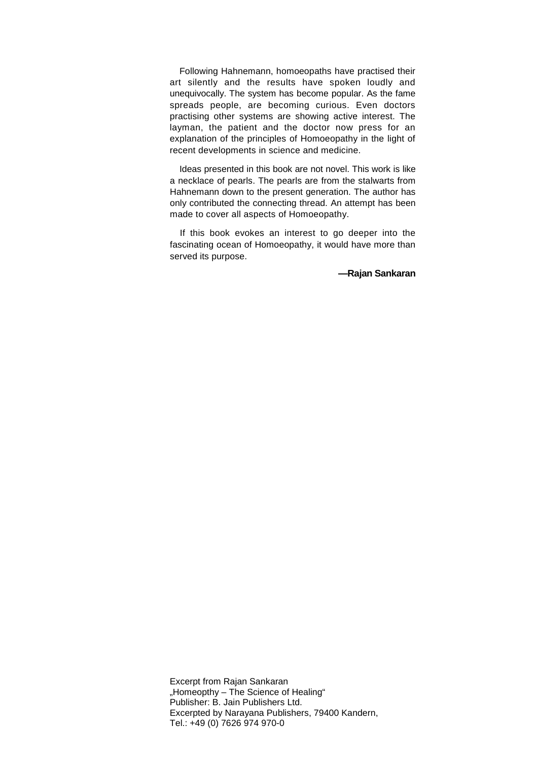Following Hahnemann, homoeopaths have practised their art silently and the results have spoken loudly and unequivocally. The system has become popular. As the fame spreads people, are becoming curious. Even doctors practising other systems are showing active interest. The layman, the patient and the doctor now press for an explanation of the principles of Homoeopathy in the light of recent developments in science and medicine.

Ideas presented in this book are not novel. This work is like a necklace of pearls. The pearls are from the stalwarts from Hahnemann down to the present generation. The author has only contributed the connecting thread. An attempt has been made to cover all aspects of Homoeopathy.

If this book evokes an interest to go deeper into the fascinating ocean of Homoeopathy, it would have more than served its purpose.

**—Rajan Sankaran**

Excerpt from Rajan Sankaran
„Homeopthy – The Science of Healing"
Publisher: B. Jain Publishers Ltd.
Excerpted by Narayana Publishers, 79400 Kandern,
Tel.: +49 (0) 7626 974 970-0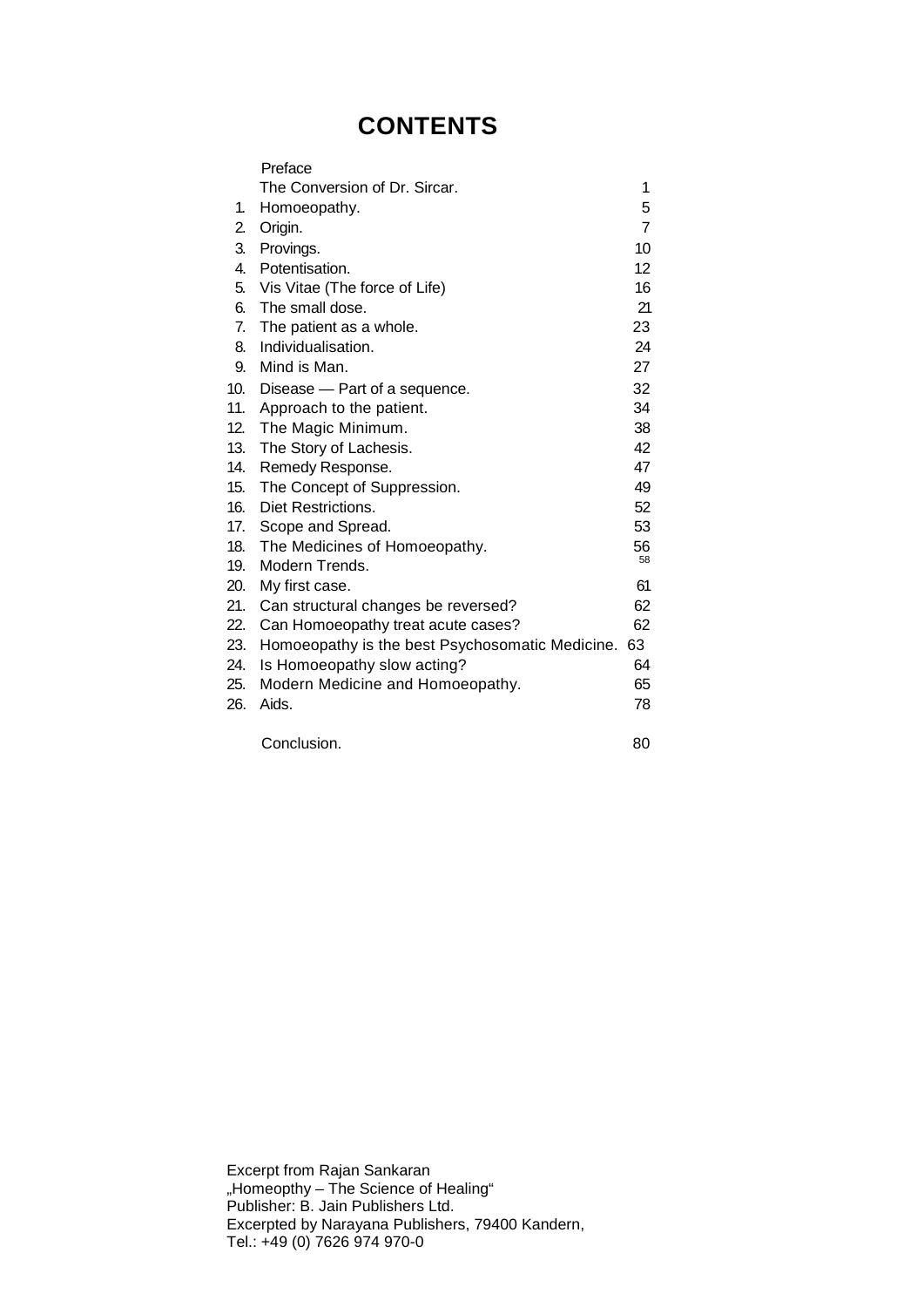# CONTENTS

| | | |
|---|---|---|
| | Preface | |
| | The Conversion of Dr. Sircar. | 1 |
| 1. | Homoeopathy. | 5 |
| 2. | Origin. | 7 |
| 3. | Provings. | 10 |
| 4. | Potentisation. | 12 |
| 5. | Vis Vitae (The force of Life) | 16 |
| 6. | The small dose. | 21 |
| 7. | The patient as a whole. | 23 |
| 8. | Individualisation. | 24 |
| 9. | Mind is Man. | 27 |
| 10. | Disease — Part of a sequence. | 32 |
| 11. | Approach to the patient. | 34 |
| 12. | The Magic Minimum. | 38 |
| 13. | The Story of Lachesis. | 42 |
| 14. | Remedy Response. | 47 |
| 15. | The Concept of Suppression. | 49 |
| 16. | Diet Restrictions. | 52 |
| 17. | Scope and Spread. | 53 |
| 18. | The Medicines of Homoeopathy. | 56 |
| 19. | Modern Trends. | 58 |
| 20. | My first case. | 61 |
| 21. | Can structural changes be reversed? | 62 |
| 22. | Can Homoeopathy treat acute cases? | 62 |
| 23. | Homoeopathy is the best Psychosomatic Medicine. | 63 |
| 24. | Is Homoeopathy slow acting? | 64 |
| 25. | Modern Medicine and Homoeopathy. | 65 |
| 26. | Aids. | 78 |
| | Conclusion. | 80 |

Excerpt from Rajan Sankaran
„Homeopthy – The Science of Healing“
Publisher: B. Jain Publishers Ltd.
Excerpted by Narayana Publishers, 79400 Kandern,
Tel.: +49 (0) 7626 974 970-0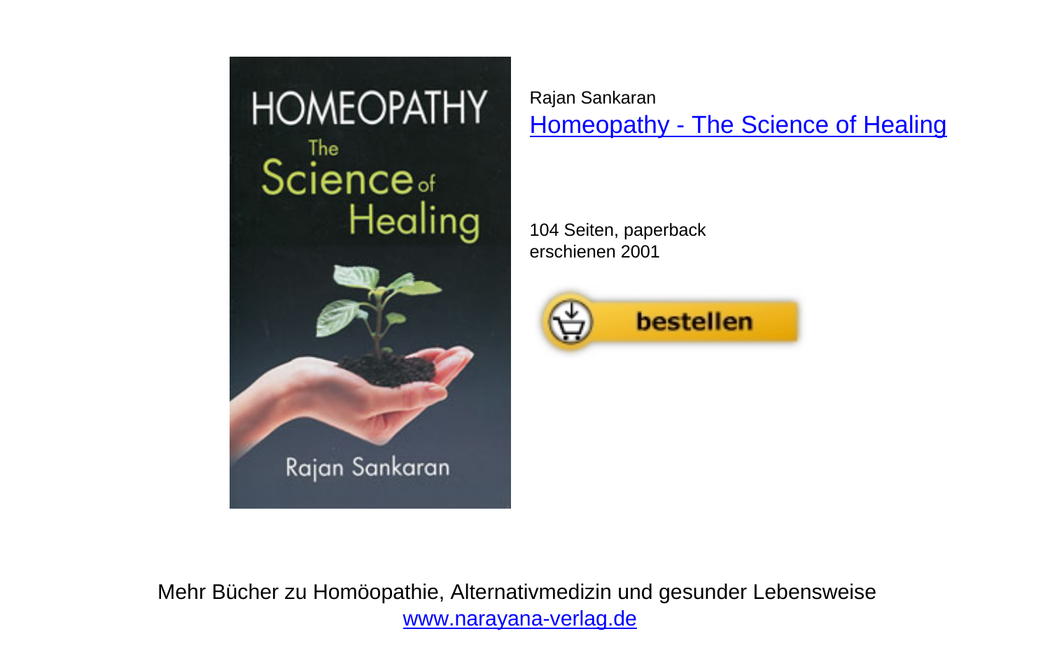Rajan Sankaran

[Homeopathy - The Science of Healing](#)

104 Seiten, paperback
erschienen 2001

bestellen

Mehr Bücher zu Homöopathie, Alternativmedizin und gesunder Lebensweise
[www.narayana-verlag.de](http://www.narayana-verlag.de)